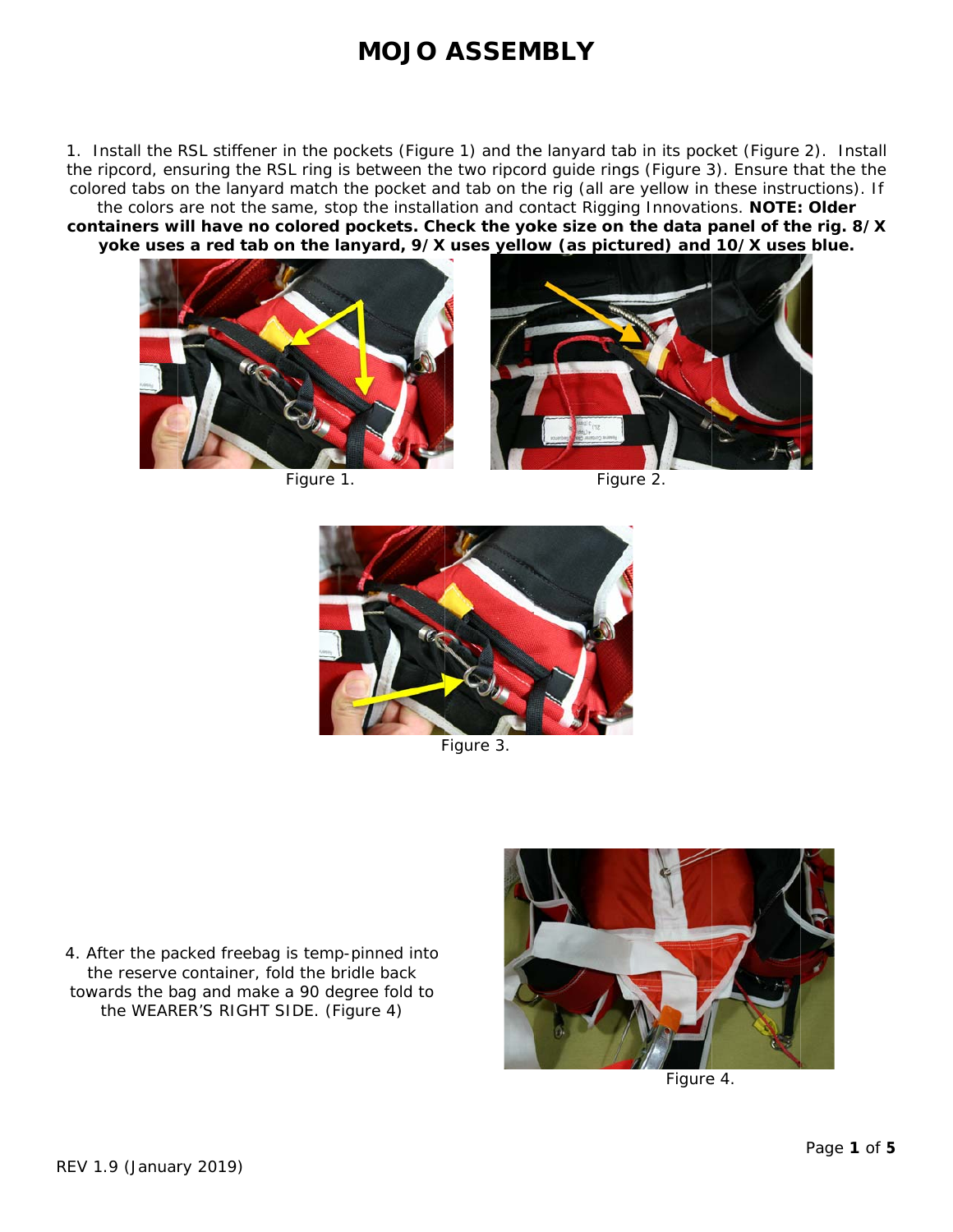# MOJO ASSEMBLY

1. Install the RSL stiffener in the pockets (Figure 1) and the lanyard tab in its pocket (Figure 2). Install the ripcord, ensuring the RSL ring is between the two ripcord guide rings (Figure 3). Ensure that the the colored tabs on the lanyard match the pocket and tab on the rig (all are yellow in these instructions). If the colors are not the same, stop the installation and contact Rigging Innovations. **NOTE: Older containers will have no colored pockets. Check the yoke size on the data panel of the rig. 8/X yoke uses a red tab on the lanyard, 9/X uses yellow (as pictured) and 10/X uses blue.**

Figure 1.

Figure 2.

Figure 3.

4. After the packed freebag is temp-pinned into the reserve container, fold the bridle back towards the bag and make a 90 degree fold to the WEARER'S RIGHT SIDE. (Figure 4)

Figure 4.

REV 1.9 (January 2019)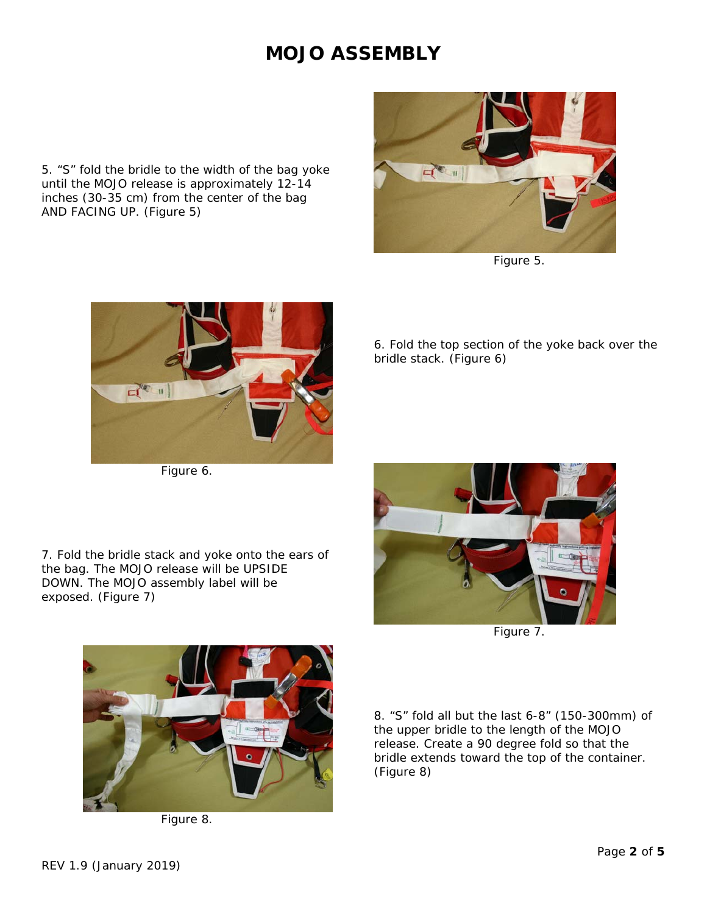# MOJO ASSEMBLY

5. “S” fold the bridle to the width of the bag yoke until the MOJO release is approximately 12-14 inches (30-35 cm) from the center of the bag AND FACING UP. (Figure 5)

Figure 5.

6. Fold the top section of the yoke back over the bridle stack. (Figure 6)

Figure 6.

7. Fold the bridle stack and yoke onto the ears of the bag. The MOJO release will be UPSIDE DOWN. The MOJO assembly label will be exposed. (Figure 7)

Figure 7.

8. “S” fold all but the last 6-8” (150-300mm) of the upper bridle to the length of the MOJO release. Create a 90 degree fold so that the bridle extends toward the top of the container. (Figure 8)

Figure 8.

REV 1.9 (January 2019)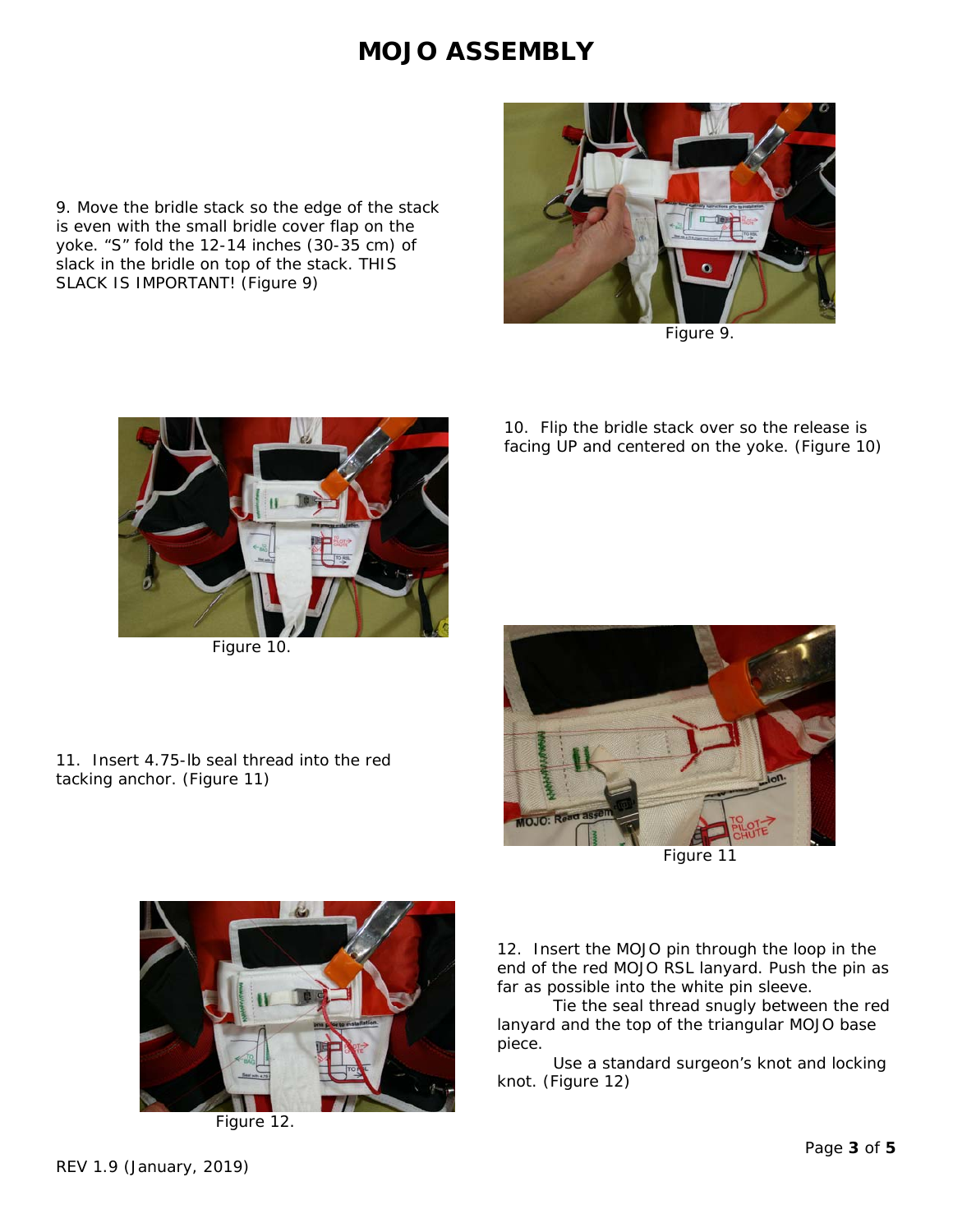# MOJO ASSEMBLY

9. Move the bridle stack so the edge of the stack is even with the small bridle cover flap on the yoke. "S" fold the 12-14 inches (30-35 cm) of slack in the bridle on top of the stack. THIS SLACK IS IMPORTANT! (Figure 9)

Figure 9.

10. Flip the bridle stack over so the release is facing UP and centered on the yoke. (Figure 10)

Figure 10.

11. Insert 4.75-lb seal thread into the red tacking anchor. (Figure 11)

Figure 11

12. Insert the MOJO pin through the loop in the end of the red MOJO RSL lanyard. Push the pin as far as possible into the white pin sleeve.

Tie the seal thread snugly between the red lanyard and the top of the triangular MOJO base piece.

Use a standard surgeon's knot and locking knot. (Figure 12)

Figure 12.

REV 1.9 (January, 2019)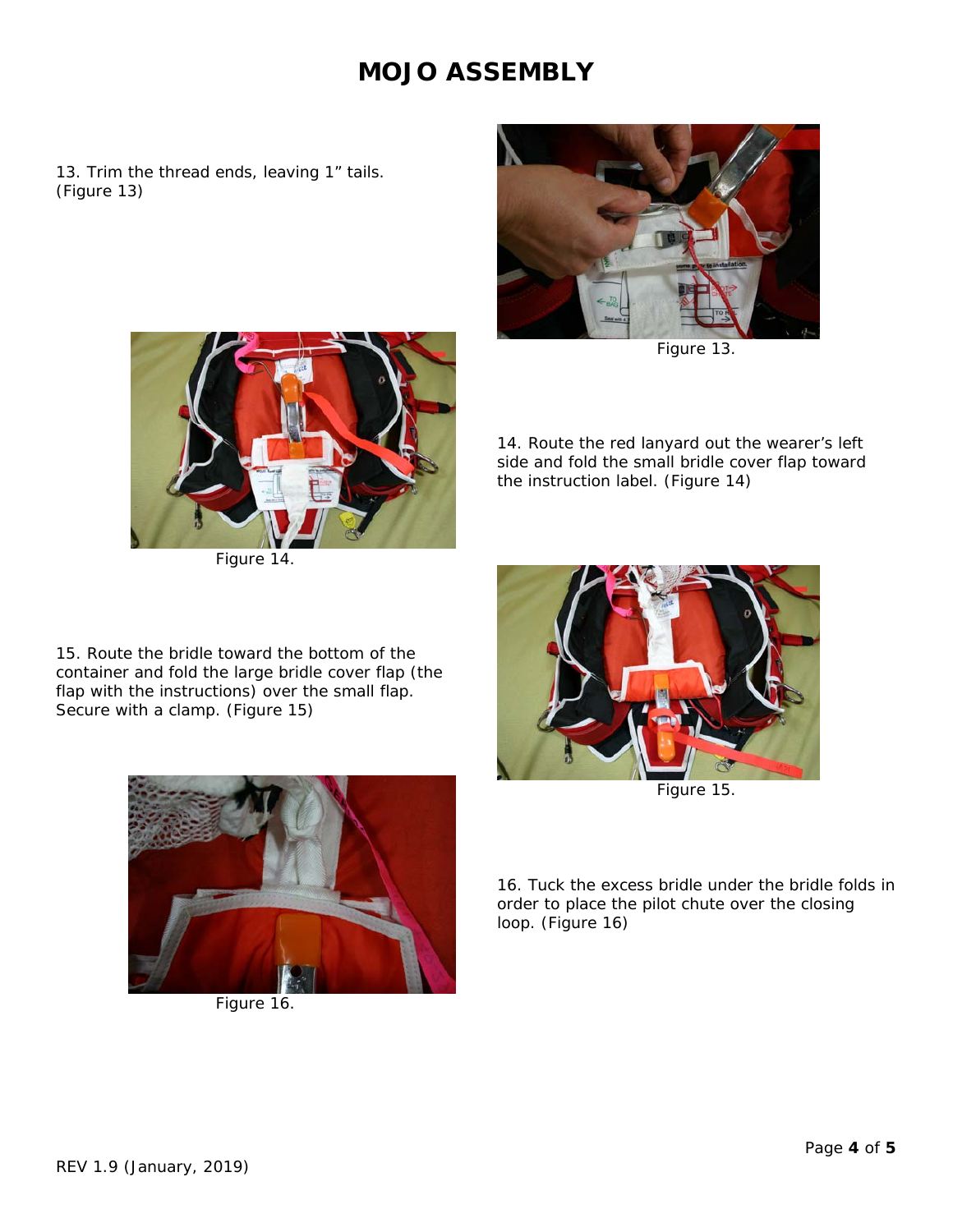# MOJO ASSEMBLY

13. Trim the thread ends, leaving 1" tails. (Figure 13)

Figure 13.

14. Route the red lanyard out the wearer's left side and fold the small bridle cover flap toward the instruction label. (Figure 14)

Figure 14.

15. Route the bridle toward the bottom of the container and fold the large bridle cover flap (the flap with the instructions) over the small flap. Secure with a clamp. (Figure 15)

Figure 15.

16. Tuck the excess bridle under the bridle folds in order to place the pilot chute over the closing loop. (Figure 16)

Figure 16.

REV 1.9 (January, 2019)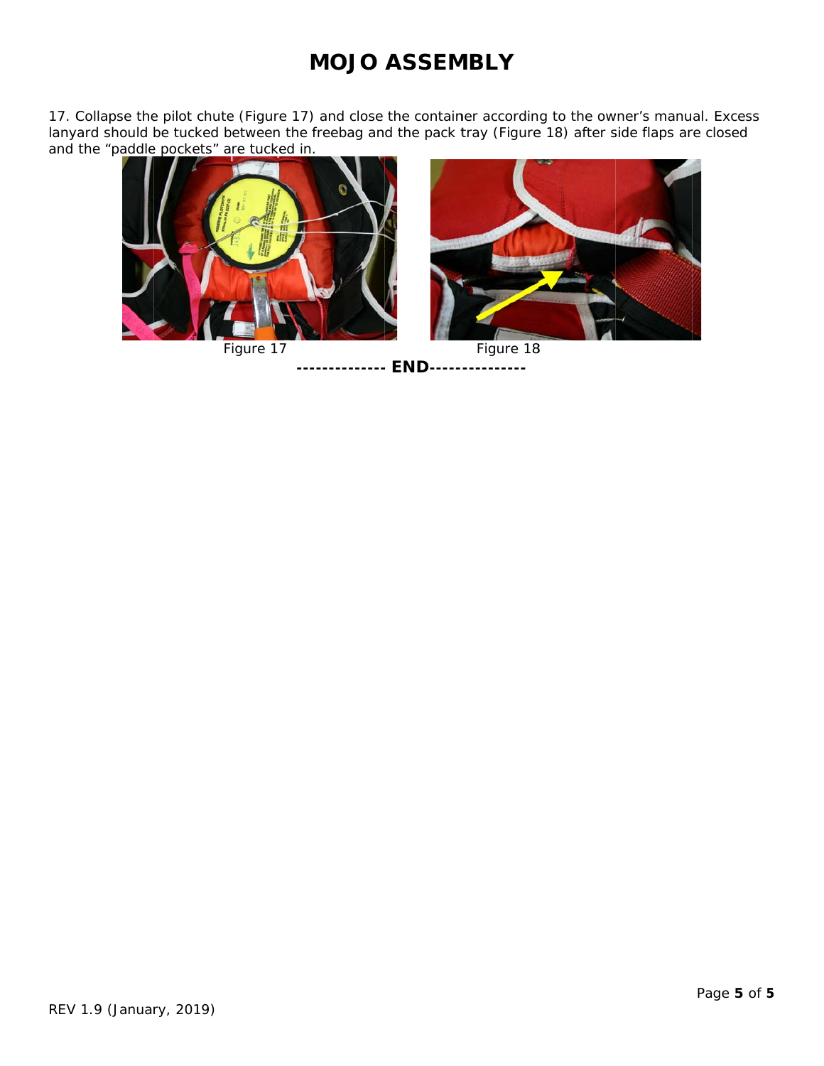# MOJO ASSEMBLY

17. Collapse the pilot chute (Figure 17) and close the container according to the owner's manual. Excess lanyard should be tucked between the freebag and the pack tray (Figure 18) after side flaps are closed and the "paddle pockets" are tucked in.

Figure 17

Figure 18

**-------------- END---------------**

REV 1.9 (January, 2019)